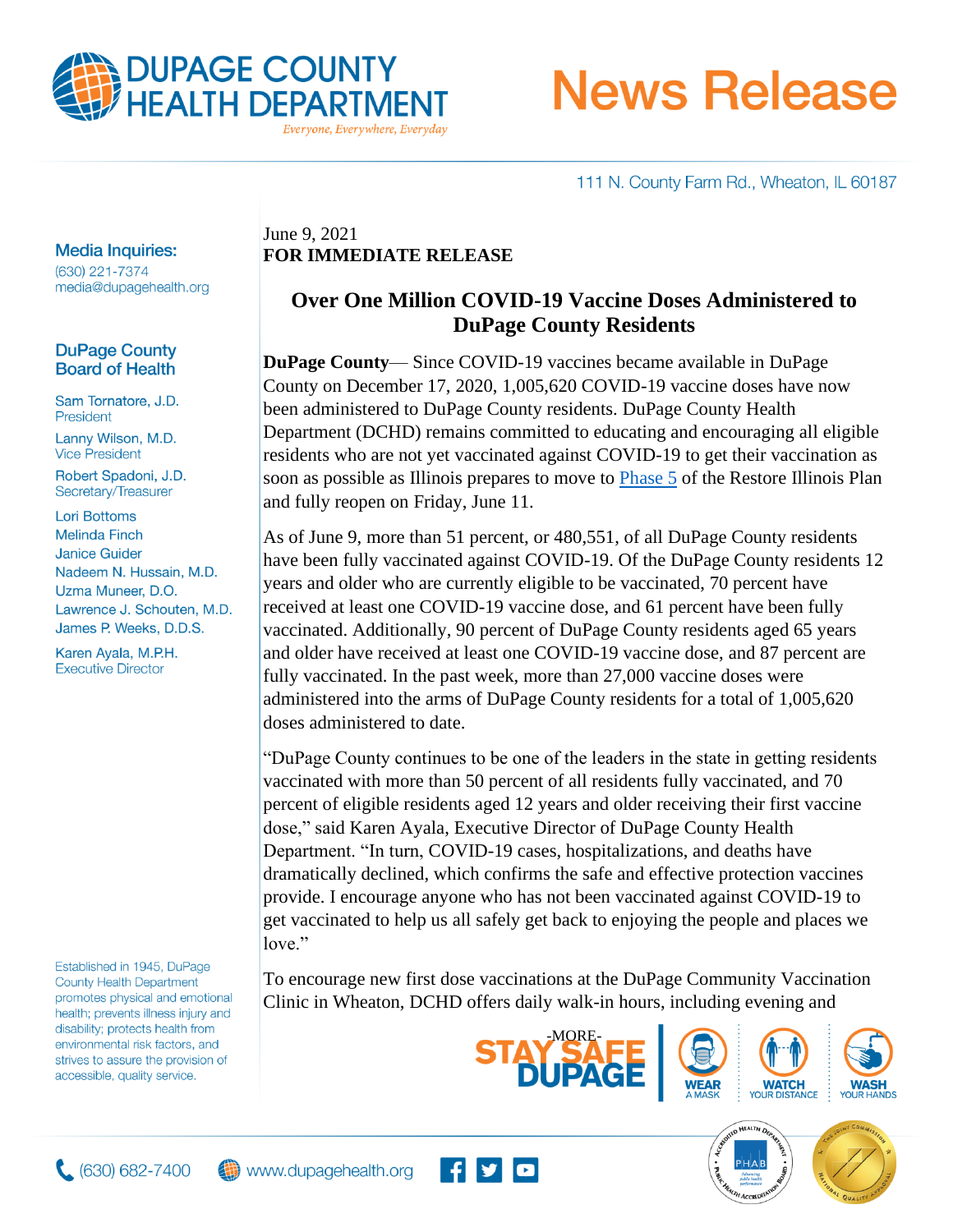# DUPAGE COUNTY HEALTH DEPARTMENT

*Everyone, Everywhere, Everyday*

# News Release

111 N. County Farm Rd., Wheaton, IL 60187

**Media Inquiries:**
(630) 221-7374
media@dupagehealth.org

**DuPage County Board of Health**

Sam Tornatore, J.D.
President

Lanny Wilson, M.D.
Vice President

Robert Spadoni, J.D.
Secretary/Treasurer

Lori Bottoms
Melinda Finch
Janice Guider
Nadeem N. Hussain, M.D.
Uzma Muneer, D.O.
Lawrence J. Schouten, M.D.
James P. Weeks, D.D.S.

Karen Ayala, M.P.H.
Executive Director

Established in 1945, DuPage County Health Department promotes physical and emotional health; prevents illness injury and disability; protects health from environmental risk factors, and strives to assure the provision of accessible, quality service.

June 9, 2021
**FOR IMMEDIATE RELEASE**

## Over One Million COVID-19 Vaccine Doses Administered to DuPage County Residents

**DuPage County**— Since COVID-19 vaccines became available in DuPage County on December 17, 2020, 1,005,620 COVID-19 vaccine doses have now been administered to DuPage County residents. DuPage County Health Department (DCHD) remains committed to educating and encouraging all eligible residents who are not yet vaccinated against COVID-19 to get their vaccination as soon as possible as Illinois prepares to move to Phase 5 of the Restore Illinois Plan and fully reopen on Friday, June 11.

As of June 9, more than 51 percent, or 480,551, of all DuPage County residents have been fully vaccinated against COVID-19. Of the DuPage County residents 12 years and older who are currently eligible to be vaccinated, 70 percent have received at least one COVID-19 vaccine dose, and 61 percent have been fully vaccinated. Additionally, 90 percent of DuPage County residents aged 65 years and older have received at least one COVID-19 vaccine dose, and 87 percent are fully vaccinated. In the past week, more than 27,000 vaccine doses were administered into the arms of DuPage County residents for a total of 1,005,620 doses administered to date.

"DuPage County continues to be one of the leaders in the state in getting residents vaccinated with more than 50 percent of all residents fully vaccinated, and 70 percent of eligible residents aged 12 years and older receiving their first vaccine dose," said Karen Ayala, Executive Director of DuPage County Health Department. "In turn, COVID-19 cases, hospitalizations, and deaths have dramatically declined, which confirms the safe and effective protection vaccines provide. I encourage anyone who has not been vaccinated against COVID-19 to get vaccinated to help us all safely get back to enjoying the people and places we love."

To encourage new first dose vaccinations at the DuPage Community Vaccination Clinic in Wheaton, DCHD offers daily walk-in hours, including evening and

-MORE-

STAY SAFE DUPAGE — WEAR A MASK | WATCH YOUR DISTANCE | WASH YOUR HANDS

(630) 682-7400 www.dupagehealth.org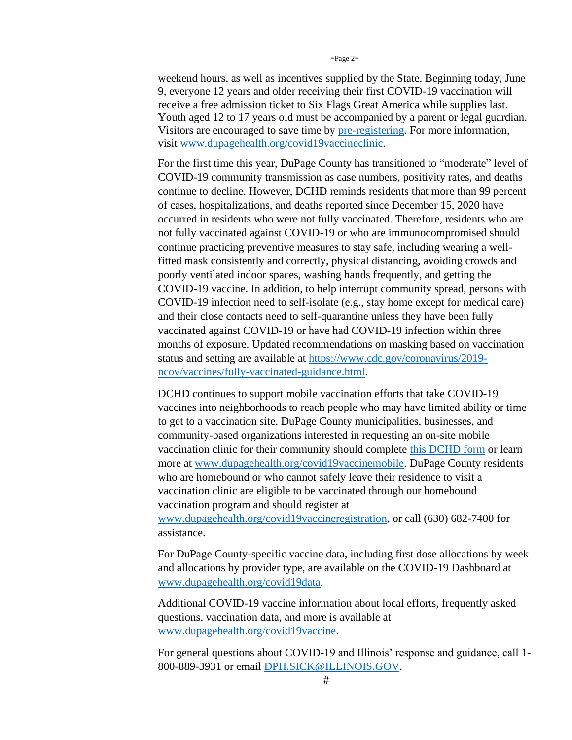weekend hours, as well as incentives supplied by the State. Beginning today, June 9, everyone 12 years and older receiving their first COVID-19 vaccination will receive a free admission ticket to Six Flags Great America while supplies last. Youth aged 12 to 17 years old must be accompanied by a parent or legal guardian. Visitors are encouraged to save time by pre-registering. For more information, visit www.dupagehealth.org/covid19vaccineclinic.

For the first time this year, DuPage County has transitioned to "moderate" level of COVID-19 community transmission as case numbers, positivity rates, and deaths continue to decline. However, DCHD reminds residents that more than 99 percent of cases, hospitalizations, and deaths reported since December 15, 2020 have occurred in residents who were not fully vaccinated. Therefore, residents who are not fully vaccinated against COVID-19 or who are immunocompromised should continue practicing preventive measures to stay safe, including wearing a well-fitted mask consistently and correctly, physical distancing, avoiding crowds and poorly ventilated indoor spaces, washing hands frequently, and getting the COVID-19 vaccine. In addition, to help interrupt community spread, persons with COVID-19 infection need to self-isolate (e.g., stay home except for medical care) and their close contacts need to self-quarantine unless they have been fully vaccinated against COVID-19 or have had COVID-19 infection within three months of exposure. Updated recommendations on masking based on vaccination status and setting are available at https://www.cdc.gov/coronavirus/2019-ncov/vaccines/fully-vaccinated-guidance.html.

DCHD continues to support mobile vaccination efforts that take COVID-19 vaccines into neighborhoods to reach people who may have limited ability or time to get to a vaccination site. DuPage County municipalities, businesses, and community-based organizations interested in requesting an on-site mobile vaccination clinic for their community should complete this DCHD form or learn more at www.dupagehealth.org/covid19vaccinemobile. DuPage County residents who are homebound or who cannot safely leave their residence to visit a vaccination clinic are eligible to be vaccinated through our homebound vaccination program and should register at www.dupagehealth.org/covid19vaccineregistration, or call (630) 682-7400 for assistance.

For DuPage County-specific vaccine data, including first dose allocations by week and allocations by provider type, are available on the COVID-19 Dashboard at www.dupagehealth.org/covid19data.

Additional COVID-19 vaccine information about local efforts, frequently asked questions, vaccination data, and more is available at www.dupagehealth.org/covid19vaccine.

For general questions about COVID-19 and Illinois' response and guidance, call 1-800-889-3931 or email DPH.SICK@ILLINOIS.GOV.

#